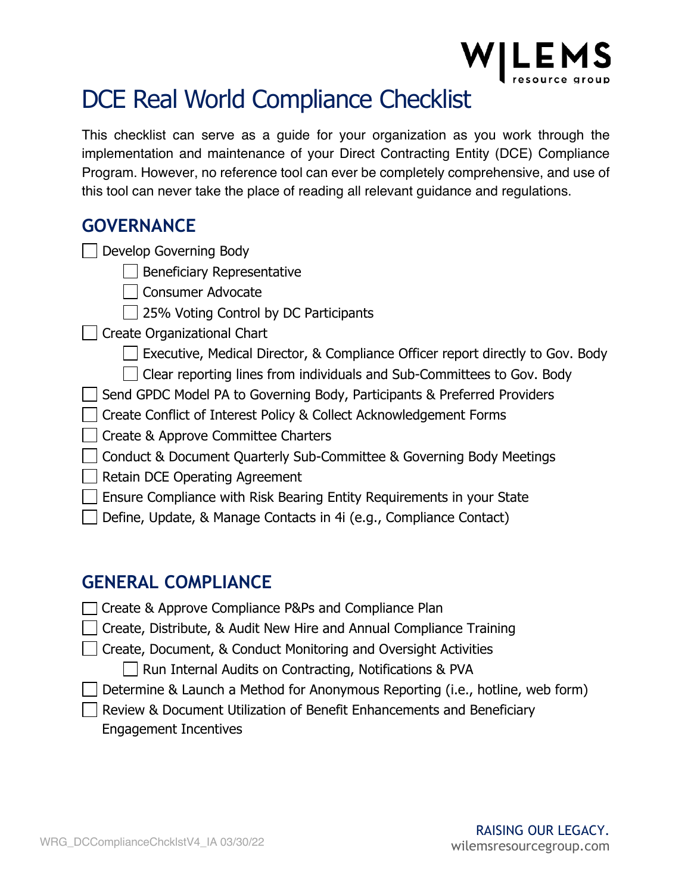# DCE Real World Compliance Checklist

This checklist can serve as a guide for your organization as you work through the implementation and maintenance of your Direct Contracting Entity (DCE) Compliance Program. However, no reference tool can ever be completely comprehensive, and use of this tool can never take the place of reading all relevant guidance and regulations.

## GOVERNANCE

- [ ] Develop Governing Body
  - [ ] Beneficiary Representative
  - [ ] Consumer Advocate
  - [ ] 25% Voting Control by DC Participants
- [ ] Create Organizational Chart
  - [ ] Executive, Medical Director, & Compliance Officer report directly to Gov. Body
  - [ ] Clear reporting lines from individuals and Sub-Committees to Gov. Body
- [ ] Send GPDC Model PA to Governing Body, Participants & Preferred Providers
- [ ] Create Conflict of Interest Policy & Collect Acknowledgement Forms
- [ ] Create & Approve Committee Charters
- [ ] Conduct & Document Quarterly Sub-Committee & Governing Body Meetings
- [ ] Retain DCE Operating Agreement
- [ ] Ensure Compliance with Risk Bearing Entity Requirements in your State
- [ ] Define, Update, & Manage Contacts in 4i (e.g., Compliance Contact)

## GENERAL COMPLIANCE

- [ ] Create & Approve Compliance P&Ps and Compliance Plan
- [ ] Create, Distribute, & Audit New Hire and Annual Compliance Training
- [ ] Create, Document, & Conduct Monitoring and Oversight Activities
  - [ ] Run Internal Audits on Contracting, Notifications & PVA
- [ ] Determine & Launch a Method for Anonymous Reporting (i.e., hotline, web form)
- [ ] Review & Document Utilization of Benefit Enhancements and Beneficiary Engagement Incentives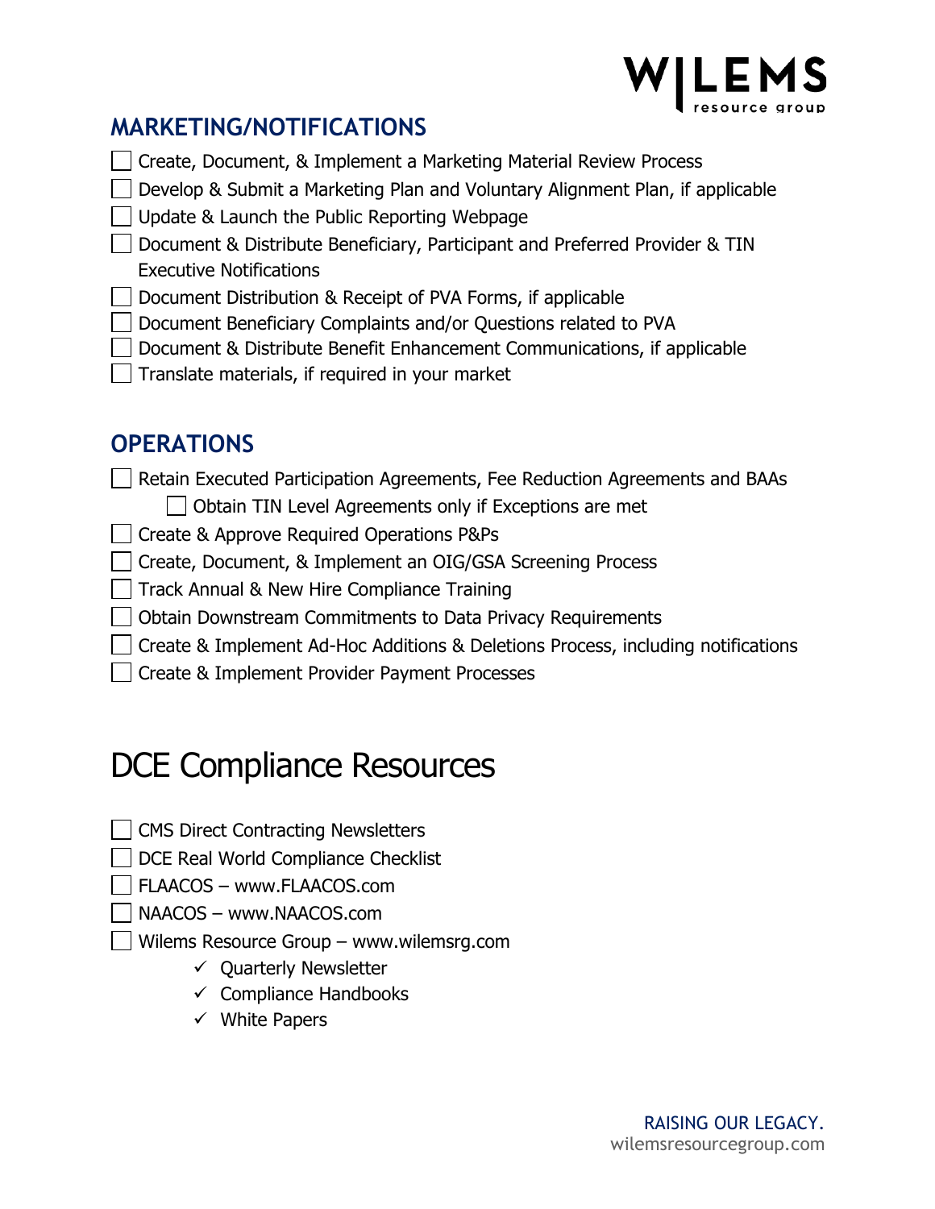## MARKETING/NOTIFICATIONS

- [ ] Create, Document, & Implement a Marketing Material Review Process
- [ ] Develop & Submit a Marketing Plan and Voluntary Alignment Plan, if applicable
- [ ] Update & Launch the Public Reporting Webpage
- [ ] Document & Distribute Beneficiary, Participant and Preferred Provider & TIN Executive Notifications
- [ ] Document Distribution & Receipt of PVA Forms, if applicable
- [ ] Document Beneficiary Complaints and/or Questions related to PVA
- [ ] Document & Distribute Benefit Enhancement Communications, if applicable
- [ ] Translate materials, if required in your market

## OPERATIONS

- [ ] Retain Executed Participation Agreements, Fee Reduction Agreements and BAAs
  - [ ] Obtain TIN Level Agreements only if Exceptions are met
- [ ] Create & Approve Required Operations P&Ps
- [ ] Create, Document, & Implement an OIG/GSA Screening Process
- [ ] Track Annual & New Hire Compliance Training
- [ ] Obtain Downstream Commitments to Data Privacy Requirements
- [ ] Create & Implement Ad-Hoc Additions & Deletions Process, including notifications
- [ ] Create & Implement Provider Payment Processes

# DCE Compliance Resources

- [ ] CMS Direct Contracting Newsletters
- [ ] DCE Real World Compliance Checklist
- [ ] FLAACOS – www.FLAACOS.com
- [ ] NAACOS – www.NAACOS.com
- [ ] Wilems Resource Group – www.wilemsrg.com
  - ✓ Quarterly Newsletter
  - ✓ Compliance Handbooks
  - ✓ White Papers